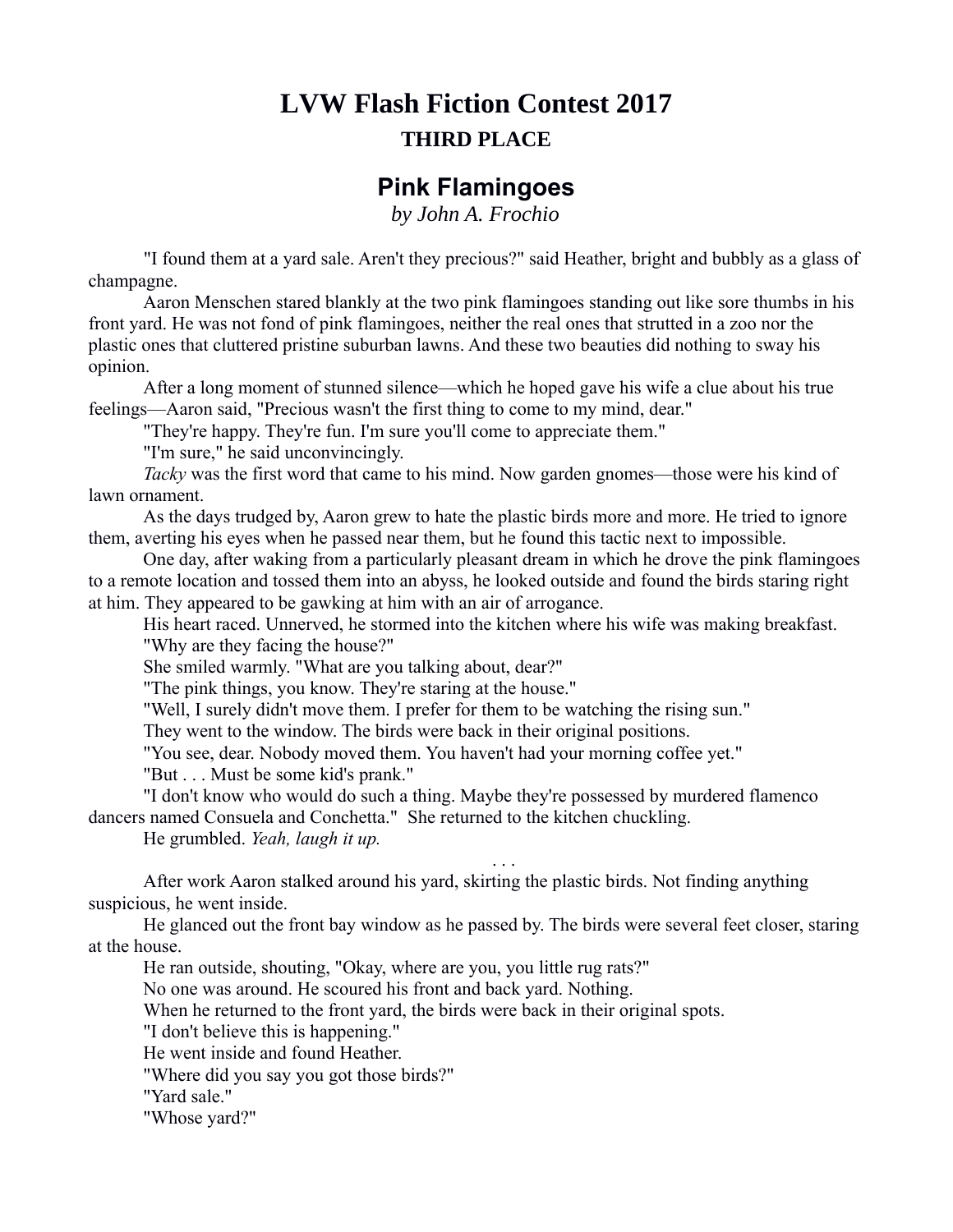# LVW Flash Fiction Contest 2017

### THIRD PLACE

## Pink Flamingoes

*by John A. Frochio*

"I found them at a yard sale. Aren't they precious?" said Heather, bright and bubbly as a glass of champagne.

Aaron Menschen stared blankly at the two pink flamingoes standing out like sore thumbs in his front yard. He was not fond of pink flamingoes, neither the real ones that strutted in a zoo nor the plastic ones that cluttered pristine suburban lawns. And these two beauties did nothing to sway his opinion.

After a long moment of stunned silence—which he hoped gave his wife a clue about his true feelings—Aaron said, "Precious wasn't the first thing to come to my mind, dear."

"They're happy. They're fun. I'm sure you'll come to appreciate them."

"I'm sure," he said unconvincingly.

*Tacky* was the first word that came to his mind. Now garden gnomes—those were his kind of lawn ornament.

As the days trudged by, Aaron grew to hate the plastic birds more and more. He tried to ignore them, averting his eyes when he passed near them, but he found this tactic next to impossible.

One day, after waking from a particularly pleasant dream in which he drove the pink flamingoes to a remote location and tossed them into an abyss, he looked outside and found the birds staring right at him. They appeared to be gawking at him with an air of arrogance.

His heart raced. Unnerved, he stormed into the kitchen where his wife was making breakfast.

"Why are they facing the house?"

She smiled warmly. "What are you talking about, dear?"

"The pink things, you know. They're staring at the house."

"Well, I surely didn't move them. I prefer for them to be watching the rising sun."

They went to the window. The birds were back in their original positions.

"You see, dear. Nobody moved them. You haven't had your morning coffee yet."

"But . . . Must be some kid's prank."

"I don't know who would do such a thing. Maybe they're possessed by murdered flamenco dancers named Consuela and Conchetta." She returned to the kitchen chuckling.

He grumbled. *Yeah, laugh it up.*

. . .

After work Aaron stalked around his yard, skirting the plastic birds. Not finding anything suspicious, he went inside.

He glanced out the front bay window as he passed by. The birds were several feet closer, staring at the house.

He ran outside, shouting, "Okay, where are you, you little rug rats?"

No one was around. He scoured his front and back yard. Nothing.

When he returned to the front yard, the birds were back in their original spots.

"I don't believe this is happening."

He went inside and found Heather.

"Where did you say you got those birds?"

"Yard sale."

"Whose yard?"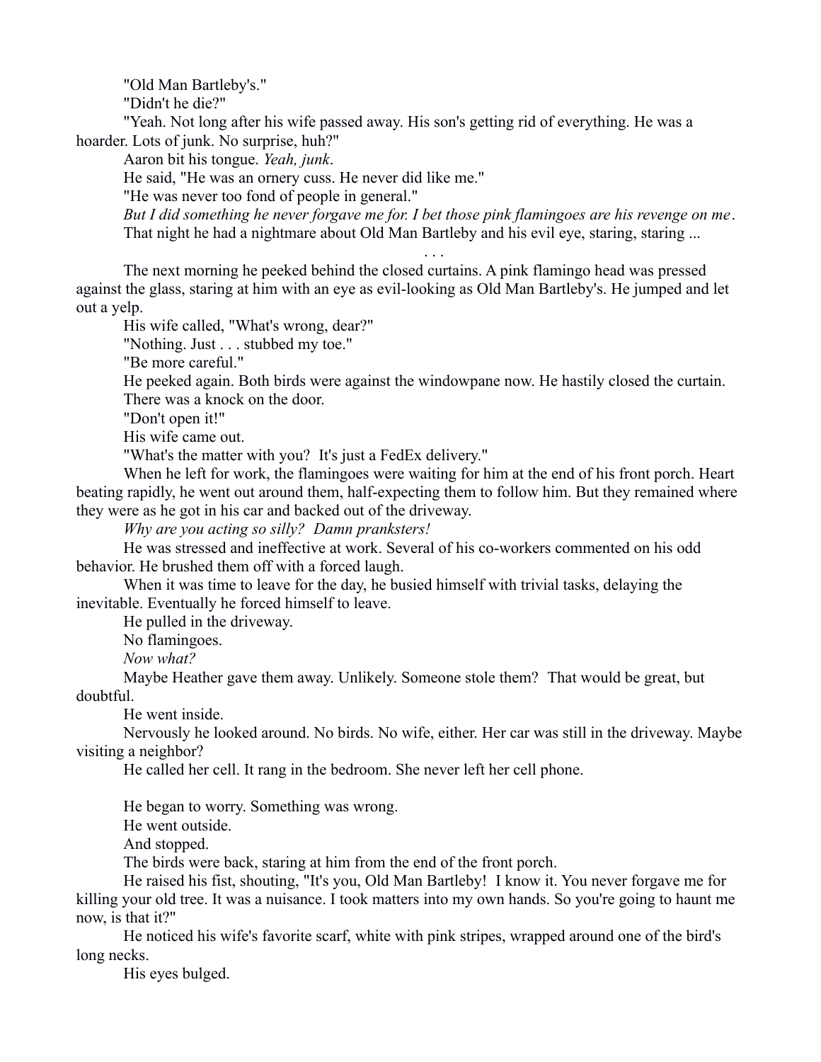"Old Man Bartleby's."

"Didn't he die?"

"Yeah. Not long after his wife passed away. His son's getting rid of everything. He was a hoarder. Lots of junk. No surprise, huh?"

Aaron bit his tongue. *Yeah, junk*.

He said, "He was an ornery cuss. He never did like me."

"He was never too fond of people in general."

*But I did something he never forgave me for. I bet those pink flamingoes are his revenge on me*.

That night he had a nightmare about Old Man Bartleby and his evil eye, staring, staring ...

. . .

The next morning he peeked behind the closed curtains. A pink flamingo head was pressed against the glass, staring at him with an eye as evil-looking as Old Man Bartleby's. He jumped and let out a yelp.

His wife called, "What's wrong, dear?"

"Nothing. Just . . . stubbed my toe."

"Be more careful."

He peeked again. Both birds were against the windowpane now. He hastily closed the curtain.

There was a knock on the door.

"Don't open it!"

His wife came out.

"What's the matter with you? It's just a FedEx delivery."

When he left for work, the flamingoes were waiting for him at the end of his front porch. Heart beating rapidly, he went out around them, half-expecting them to follow him. But they remained where they were as he got in his car and backed out of the driveway.

*Why are you acting so silly? Damn pranksters!*

He was stressed and ineffective at work. Several of his co-workers commented on his odd behavior. He brushed them off with a forced laugh.

When it was time to leave for the day, he busied himself with trivial tasks, delaying the inevitable. Eventually he forced himself to leave.

He pulled in the driveway.

No flamingoes.

*Now what?*

Maybe Heather gave them away. Unlikely. Someone stole them? That would be great, but doubtful.

He went inside.

Nervously he looked around. No birds. No wife, either. Her car was still in the driveway. Maybe visiting a neighbor?

He called her cell. It rang in the bedroom. She never left her cell phone.

He began to worry. Something was wrong.

He went outside.

And stopped.

The birds were back, staring at him from the end of the front porch.

He raised his fist, shouting, "It's you, Old Man Bartleby! I know it. You never forgave me for killing your old tree. It was a nuisance. I took matters into my own hands. So you're going to haunt me now, is that it?"

He noticed his wife's favorite scarf, white with pink stripes, wrapped around one of the bird's long necks.

His eyes bulged.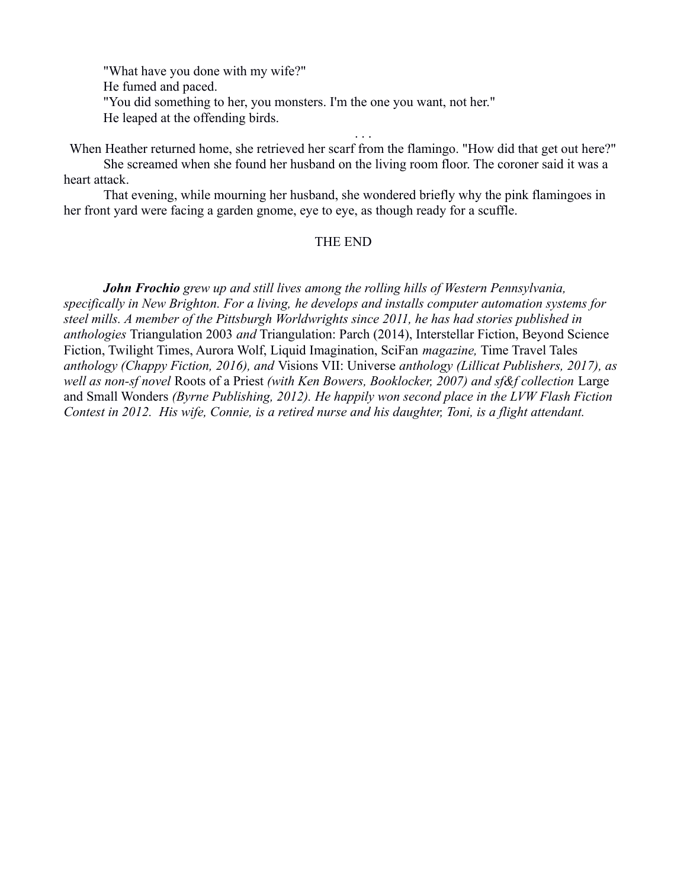"What have you done with my wife?"

He fumed and paced.

"You did something to her, you monsters. I'm the one you want, not her."

He leaped at the offending birds.

. . .

When Heather returned home, she retrieved her scarf from the flamingo. "How did that get out here?"

She screamed when she found her husband on the living room floor. The coroner said it was a heart attack.

That evening, while mourning her husband, she wondered briefly why the pink flamingoes in her front yard were facing a garden gnome, eye to eye, as though ready for a scuffle.

THE END

***John Frochio*** *grew up and still lives among the rolling hills of Western Pennsylvania, specifically in New Brighton. For a living, he develops and installs computer automation systems for steel mills. A member of the Pittsburgh Worldwrights since 2011, he has had stories published in anthologies* Triangulation 2003 *and* Triangulation: Parch (2014), Interstellar Fiction, Beyond Science Fiction, Twilight Times, Aurora Wolf, Liquid Imagination, SciFan *magazine,* Time Travel Tales *anthology (Chappy Fiction, 2016), and* Visions VII: Universe *anthology (Lillicat Publishers, 2017), as well as non-sf novel* Roots of a Priest *(with Ken Bowers, Booklocker, 2007) and sf&f collection* Large and Small Wonders *(Byrne Publishing, 2012). He happily won second place in the LVW Flash Fiction Contest in 2012. His wife, Connie, is a retired nurse and his daughter, Toni, is a flight attendant.*